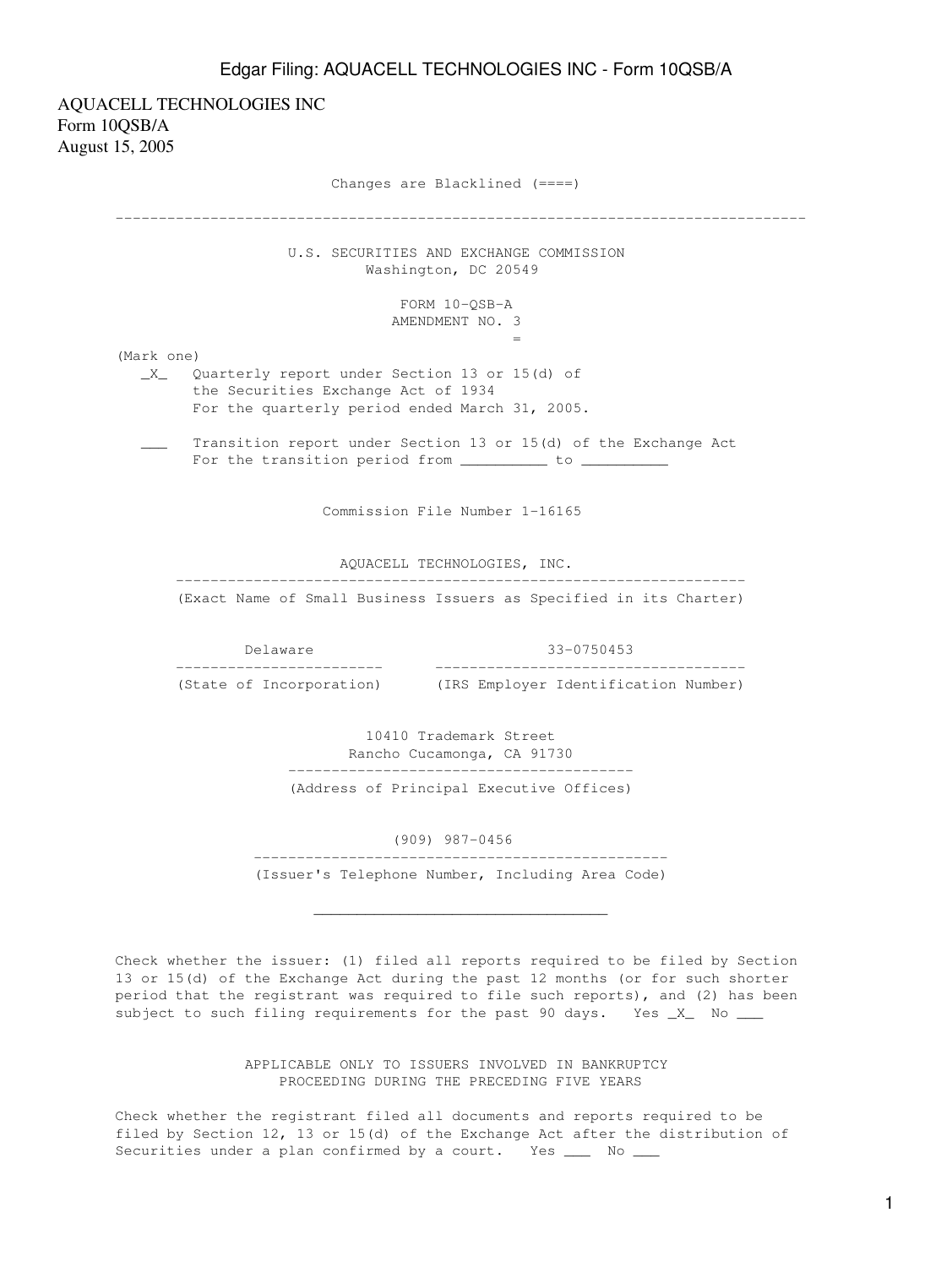AQUACELL TECHNOLOGIES INC
Form 10QSB/A
August 15, 2005

Changes are Blacklined (====)

---

U.S. SECURITIES AND EXCHANGE COMMISSION
Washington, DC 20549

FORM 10-QSB-A
AMENDMENT NO. 3
=

(Mark one)

_X_ Quarterly report under Section 13 or 15(d) of the Securities Exchange Act of 1934
For the quarterly period ended March 31, 2005.

___ Transition report under Section 13 or 15(d) of the Exchange Act
For the transition period from __________ to __________

Commission File Number 1-16165

AQUACELL TECHNOLOGIES, INC.
(Exact Name of Small Business Issuers as Specified in its Charter)

| Delaware | 33-0750453 |
|---|---|
| (State of Incorporation) | (IRS Employer Identification Number) |

10410 Trademark Street
Rancho Cucamonga, CA 91730
(Address of Principal Executive Offices)

(909) 987-0456
(Issuer's Telephone Number, Including Area Code)

________________________________

Check whether the issuer: (1) filed all reports required to be filed by Section 13 or 15(d) of the Exchange Act during the past 12 months (or for such shorter period that the registrant was required to file such reports), and (2) has been subject to such filing requirements for the past 90 days. Yes _X_ No ___

APPLICABLE ONLY TO ISSUERS INVOLVED IN BANKRUPTCY PROCEEDING DURING THE PRECEDING FIVE YEARS

Check whether the registrant filed all documents and reports required to be filed by Section 12, 13 or 15(d) of the Exchange Act after the distribution of Securities under a plan confirmed by a court. Yes ___ No ___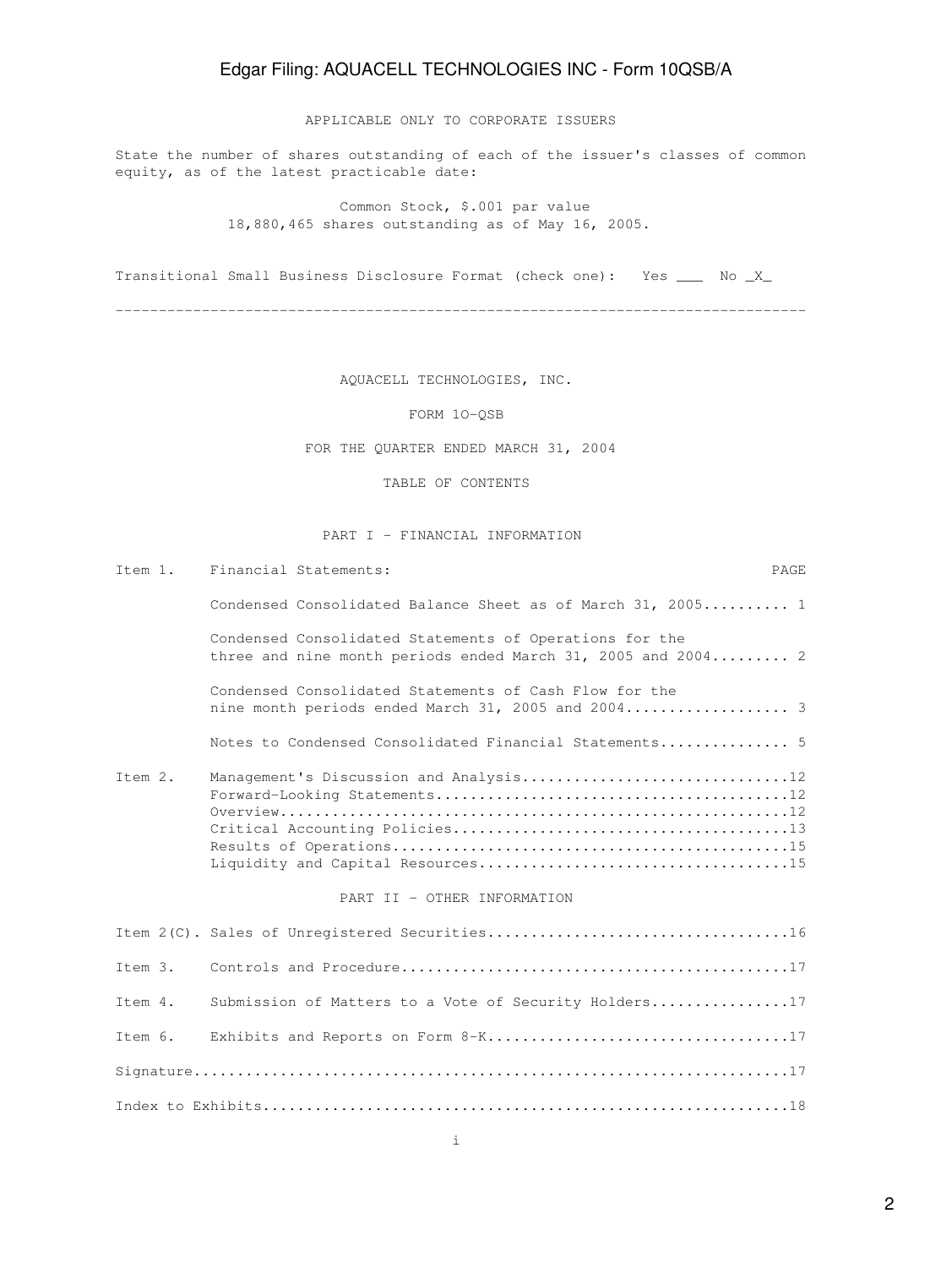APPLICABLE ONLY TO CORPORATE ISSUERS

State the number of shares outstanding of each of the issuer's classes of common equity, as of the latest practicable date:

Common Stock, $.001 par value
18,880,465 shares outstanding as of May 16, 2005.

Transitional Small Business Disclosure Format (check one): Yes ___ No _X_

---

AQUACELL TECHNOLOGIES, INC.

FORM 1O-QSB

FOR THE QUARTER ENDED MARCH 31, 2004

TABLE OF CONTENTS

PART I - FINANCIAL INFORMATION

| | | PAGE |
|---|---|---|
| Item 1. | Financial Statements: | |
| | Condensed Consolidated Balance Sheet as of March 31, 2005 | 1 |
| | Condensed Consolidated Statements of Operations for the three and nine month periods ended March 31, 2005 and 2004 | 2 |
| | Condensed Consolidated Statements of Cash Flow for the nine month periods ended March 31, 2005 and 2004 | 3 |
| | Notes to Condensed Consolidated Financial Statements | 5 |
| Item 2. | Management's Discussion and Analysis | 12 |
| | Forward-Looking Statements | 12 |
| | Overview | 12 |
| | Critical Accounting Policies | 13 |
| | Results of Operations | 15 |
| | Liquidity and Capital Resources | 15 |

PART II - OTHER INFORMATION

| | | |
|---|---|---|
| Item 2(C). | Sales of Unregistered Securities | 16 |
| Item 3. | Controls and Procedure | 17 |
| Item 4. | Submission of Matters to a Vote of Security Holders | 17 |
| Item 6. | Exhibits and Reports on Form 8-K | 17 |
| Signature | | 17 |
| Index to Exhibits | | 18 |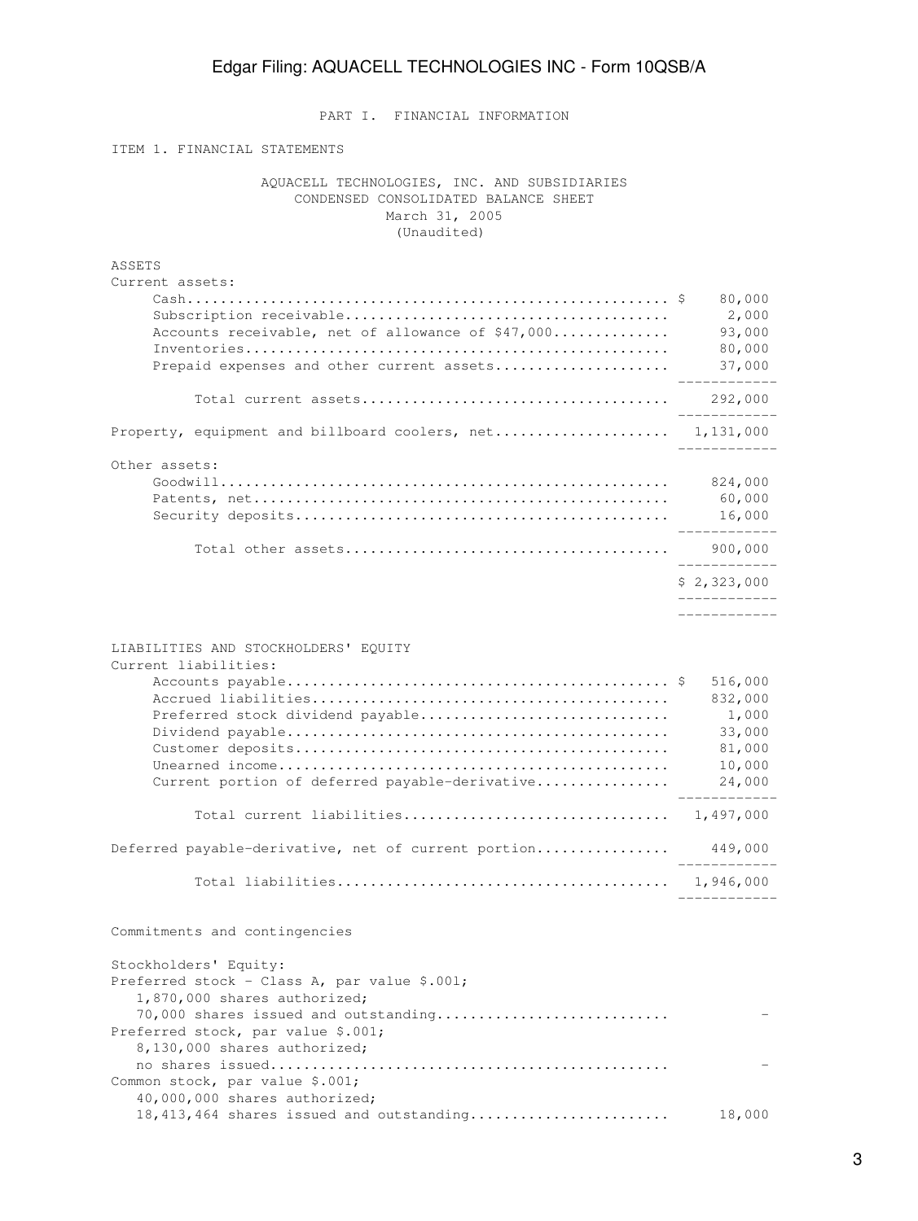PART I. FINANCIAL INFORMATION

ITEM 1. FINANCIAL STATEMENTS

AQUACELL TECHNOLOGIES, INC. AND SUBSIDIARIES
CONDENSED CONSOLIDATED BALANCE SHEET
March 31, 2005
(Unaudited)

| | |
|---|---|
| **ASSETS** | |
| Current assets: | |
| Cash | $ 80,000 |
| Subscription receivable | 2,000 |
| Accounts receivable, net of allowance of $47,000 | 93,000 |
| Inventories | 80,000 |
| Prepaid expenses and other current assets | 37,000 |
| Total current assets | 292,000 |
| Property, equipment and billboard coolers, net | 1,131,000 |
| Other assets: | |
| Goodwill | 824,000 |
| Patents, net | 60,000 |
| Security deposits | 16,000 |
| Total other assets | 900,000 |
| | $ 2,323,000 |
| **LIABILITIES AND STOCKHOLDERS' EQUITY** | |
| Current liabilities: | |
| Accounts payable | $ 516,000 |
| Accrued liabilities | 832,000 |
| Preferred stock dividend payable | 1,000 |
| Dividend payable | 33,000 |
| Customer deposits | 81,000 |
| Unearned income | 10,000 |
| Current portion of deferred payable-derivative | 24,000 |
| Total current liabilities | 1,497,000 |
| Deferred payable-derivative, net of current portion | 449,000 |
| Total liabilities | 1,946,000 |
| Commitments and contingencies | |
| Stockholders' Equity: | |
| Preferred stock - Class A, par value $.001; 1,870,000 shares authorized; 70,000 shares issued and outstanding | - |
| Preferred stock, par value $.001; 8,130,000 shares authorized; no shares issued | - |
| Common stock, par value $.001; 40,000,000 shares authorized; 18,413,464 shares issued and outstanding | 18,000 |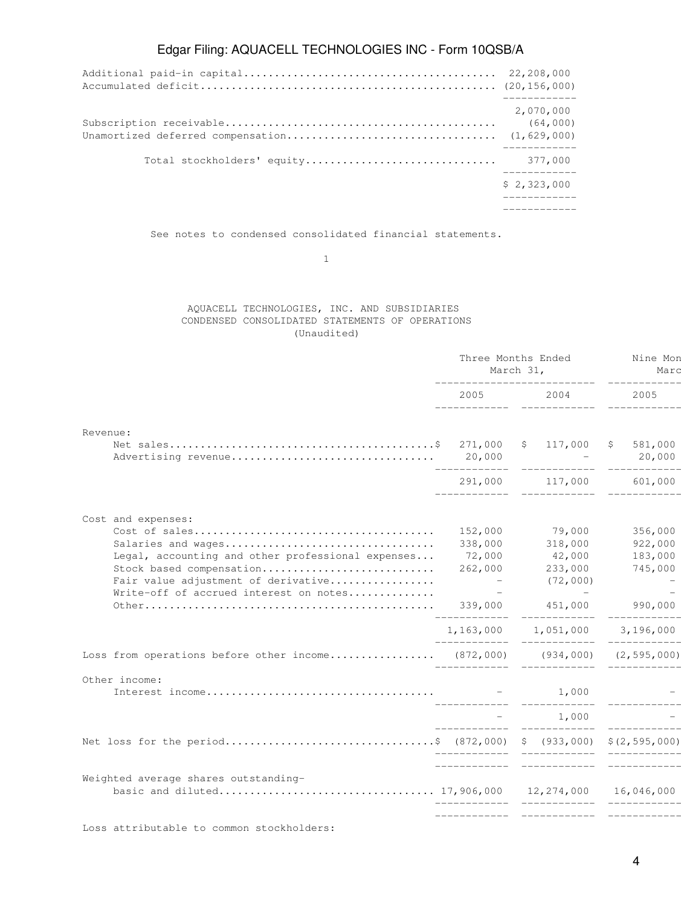| | |
|---|---|
| Additional paid-in capital | 22,208,000 |
| Accumulated deficit | (20,156,000) |
| | 2,070,000 |
| Subscription receivable | (64,000) |
| Unamortized deferred compensation | (1,629,000) |
| Total stockholders' equity | 377,000 |
| | $ 2,323,000 |

See notes to condensed consolidated financial statements.

AQUACELL TECHNOLOGIES, INC. AND SUBSIDIARIES
CONDENSED CONSOLIDATED STATEMENTS OF OPERATIONS
(Unaudited)

| | Three Months Ended March 31, | | Nine Mon Marc |
|---|---|---|---|
| | 2005 | 2004 | 2005 |
| Revenue: | | | |
| Net sales | $ 271,000 | $ 117,000 | $ 581,000 |
| Advertising revenue | 20,000 | - | 20,000 |
| | 291,000 | 117,000 | 601,000 |
| Cost and expenses: | | | |
| Cost of sales | 152,000 | 79,000 | 356,000 |
| Salaries and wages | 338,000 | 318,000 | 922,000 |
| Legal, accounting and other professional expenses | 72,000 | 42,000 | 183,000 |
| Stock based compensation | 262,000 | 233,000 | 745,000 |
| Fair value adjustment of derivative | - | (72,000) | - |
| Write-off of accrued interest on notes | - | - | - |
| Other | 339,000 | 451,000 | 990,000 |
| | 1,163,000 | 1,051,000 | 3,196,000 |
| Loss from operations before other income | (872,000) | (934,000) | (2,595,000) |
| Other income: | | | |
| Interest income | - | 1,000 | - |
| | - | 1,000 | - |
| Net loss for the period | $ (872,000) | $ (933,000) | $(2,595,000) |
| Weighted average shares outstanding- basic and diluted | 17,906,000 | 12,274,000 | 16,046,000 |
| Loss attributable to common stockholders: | | | |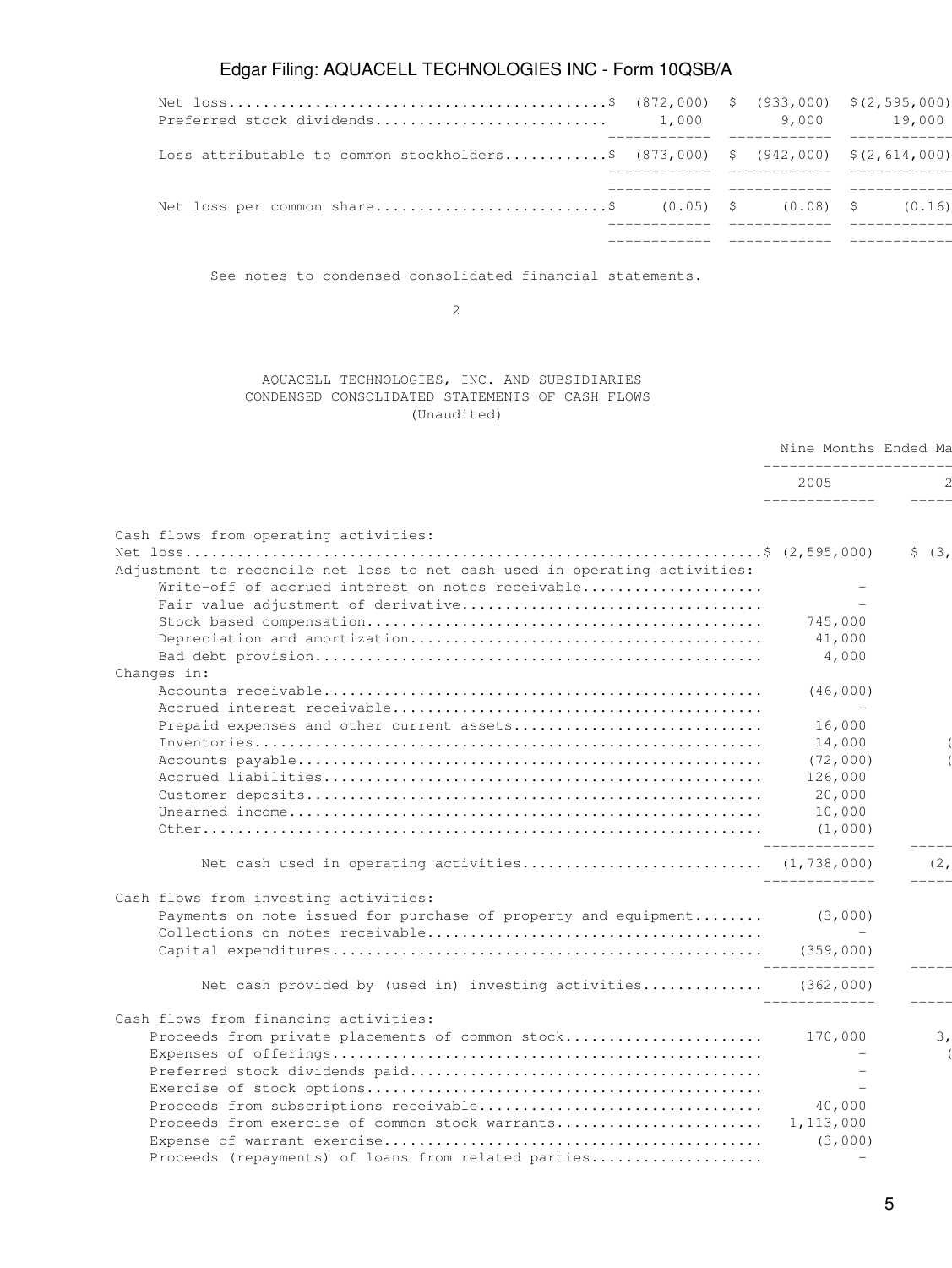| | | | |
|---|---|---|---|
| Net loss | $ (872,000) | $ (933,000) | $(2,595,000) |
| Preferred stock dividends | 1,000 | 9,000 | 19,000 |
| Loss attributable to common stockholders | $ (873,000) | $ (942,000) | $(2,614,000) |
| Net loss per common share | $ (0.05) | $ (0.08) | $ (0.16) |

See notes to condensed consolidated financial statements.

AQUACELL TECHNOLOGIES, INC. AND SUBSIDIARIES
CONDENSED CONSOLIDATED STATEMENTS OF CASH FLOWS
(Unaudited)

| | Nine Months Ended Ma | |
|---|---|---|
| | 2005 | 2 |
| **Cash flows from operating activities:** | | |
| Net loss | $ (2,595,000) | $ (3, |
| Adjustment to reconcile net loss to net cash used in operating activities: | | |
| Write-off of accrued interest on notes receivable | - | |
| Fair value adjustment of derivative | - | |
| Stock based compensation | 745,000 | |
| Depreciation and amortization | 41,000 | |
| Bad debt provision | 4,000 | |
| Changes in: | | |
| Accounts receivable | (46,000) | |
| Accrued interest receivable | - | |
| Prepaid expenses and other current assets | 16,000 | |
| Inventories | 14,000 | ( |
| Accounts payable | (72,000) | ( |
| Accrued liabilities | 126,000 | |
| Customer deposits | 20,000 | |
| Unearned income | 10,000 | |
| Other | (1,000) | |
| Net cash used in operating activities | (1,738,000) | (2, |
| **Cash flows from investing activities:** | | |
| Payments on note issued for purchase of property and equipment | (3,000) | |
| Collections on notes receivable | - | |
| Capital expenditures | (359,000) | |
| Net cash provided by (used in) investing activities | (362,000) | |
| **Cash flows from financing activities:** | | |
| Proceeds from private placements of common stock | 170,000 | 3, |
| Expenses of offerings | - | ( |
| Preferred stock dividends paid | - | |
| Exercise of stock options | - | |
| Proceeds from subscriptions receivable | 40,000 | |
| Proceeds from exercise of common stock warrants | 1,113,000 | |
| Expense of warrant exercise | (3,000) | |
| Proceeds (repayments) of loans from related parties | - | |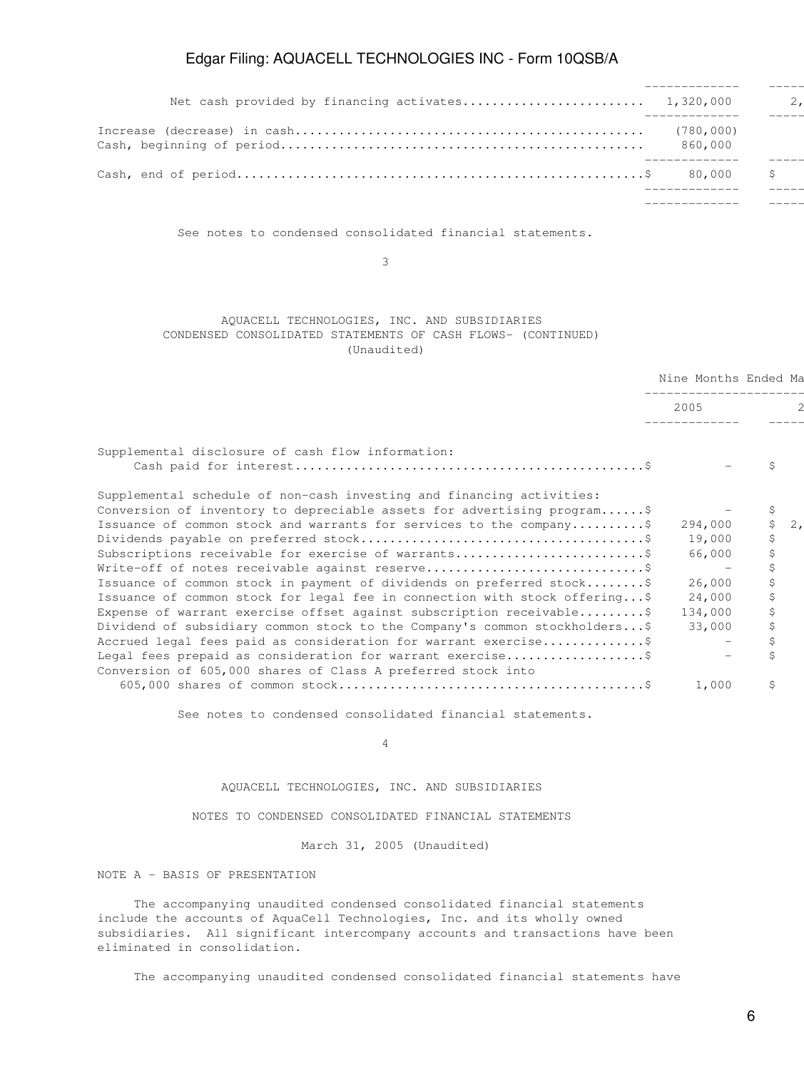| | | |
|---|---|---|
| Net cash provided by financing activates | 1,320,000 | 2, |
| Increase (decrease) in cash | (780,000) | |
| Cash, beginning of period | 860,000 | |
| Cash, end of period | $ 80,000 | $ |

See notes to condensed consolidated financial statements.

AQUACELL TECHNOLOGIES, INC. AND SUBSIDIARIES
CONDENSED CONSOLIDATED STATEMENTS OF CASH FLOWS- (CONTINUED)
(Unaudited)

| | Nine Months Ended Ma | |
|---|---|---|
| | 2005 | 2 |
| Supplemental disclosure of cash flow information: | | |
| Cash paid for interest | $ - | $ |
| Supplemental schedule of non-cash investing and financing activities: | | |
| Conversion of inventory to depreciable assets for advertising program | $ - | $ |
| Issuance of common stock and warrants for services to the company | $ 294,000 | $ 2, |
| Dividends payable on preferred stock | $ 19,000 | $ |
| Subscriptions receivable for exercise of warrants | $ 66,000 | $ |
| Write-off of notes receivable against reserve | $ - | $ |
| Issuance of common stock in payment of dividends on preferred stock | $ 26,000 | $ |
| Issuance of common stock for legal fee in connection with stock offering | $ 24,000 | $ |
| Expense of warrant exercise offset against subscription receivable | $ 134,000 | $ |
| Dividend of subsidiary common stock to the Company's common stockholders | $ 33,000 | $ |
| Accrued legal fees paid as consideration for warrant exercise | $ - | $ |
| Legal fees prepaid as consideration for warrant exercise | $ - | $ |
| Conversion of 605,000 shares of Class A preferred stock into 605,000 shares of common stock | $ 1,000 | $ |

See notes to condensed consolidated financial statements.

AQUACELL TECHNOLOGIES, INC. AND SUBSIDIARIES

NOTES TO CONDENSED CONSOLIDATED FINANCIAL STATEMENTS

March 31, 2005 (Unaudited)

NOTE A - BASIS OF PRESENTATION

The accompanying unaudited condensed consolidated financial statements include the accounts of AquaCell Technologies, Inc. and its wholly owned subsidiaries. All significant intercompany accounts and transactions have been eliminated in consolidation.

The accompanying unaudited condensed consolidated financial statements have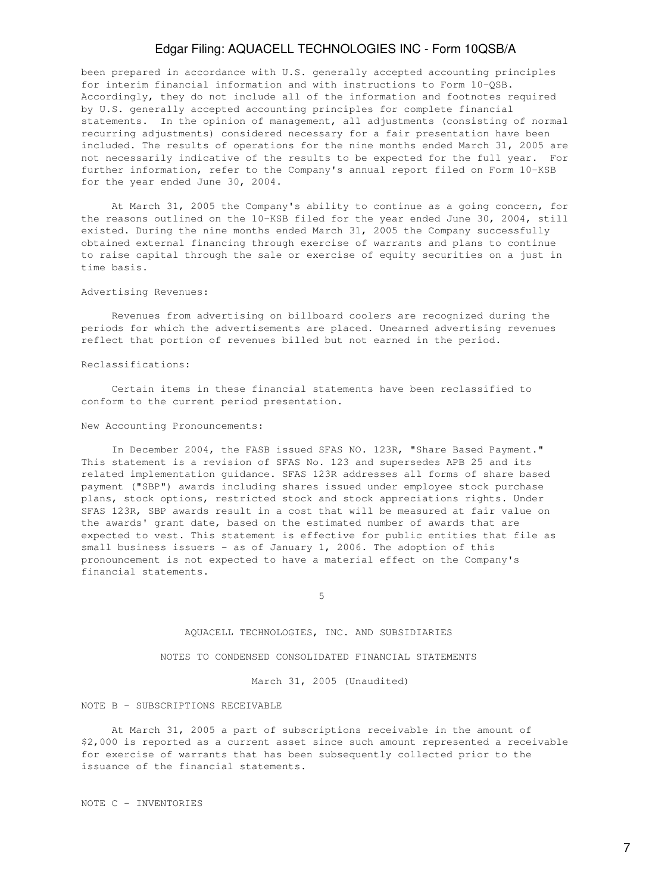been prepared in accordance with U.S. generally accepted accounting principles for interim financial information and with instructions to Form 10-QSB. Accordingly, they do not include all of the information and footnotes required by U.S. generally accepted accounting principles for complete financial statements. In the opinion of management, all adjustments (consisting of normal recurring adjustments) considered necessary for a fair presentation have been included. The results of operations for the nine months ended March 31, 2005 are not necessarily indicative of the results to be expected for the full year. For further information, refer to the Company's annual report filed on Form 10-KSB for the year ended June 30, 2004.

At March 31, 2005 the Company's ability to continue as a going concern, for the reasons outlined on the 10-KSB filed for the year ended June 30, 2004, still existed. During the nine months ended March 31, 2005 the Company successfully obtained external financing through exercise of warrants and plans to continue to raise capital through the sale or exercise of equity securities on a just in time basis.

Advertising Revenues:

Revenues from advertising on billboard coolers are recognized during the periods for which the advertisements are placed. Unearned advertising revenues reflect that portion of revenues billed but not earned in the period.

Reclassifications:

Certain items in these financial statements have been reclassified to conform to the current period presentation.

New Accounting Pronouncements:

In December 2004, the FASB issued SFAS NO. 123R, "Share Based Payment." This statement is a revision of SFAS No. 123 and supersedes APB 25 and its related implementation guidance. SFAS 123R addresses all forms of share based payment ("SBP") awards including shares issued under employee stock purchase plans, stock options, restricted stock and stock appreciations rights. Under SFAS 123R, SBP awards result in a cost that will be measured at fair value on the awards' grant date, based on the estimated number of awards that are expected to vest. This statement is effective for public entities that file as small business issuers - as of January 1, 2006. The adoption of this pronouncement is not expected to have a material effect on the Company's financial statements.

AQUACELL TECHNOLOGIES, INC. AND SUBSIDIARIES

NOTES TO CONDENSED CONSOLIDATED FINANCIAL STATEMENTS

March 31, 2005 (Unaudited)

NOTE B - SUBSCRIPTIONS RECEIVABLE

At March 31, 2005 a part of subscriptions receivable in the amount of $2,000 is reported as a current asset since such amount represented a receivable for exercise of warrants that has been subsequently collected prior to the issuance of the financial statements.

NOTE C - INVENTORIES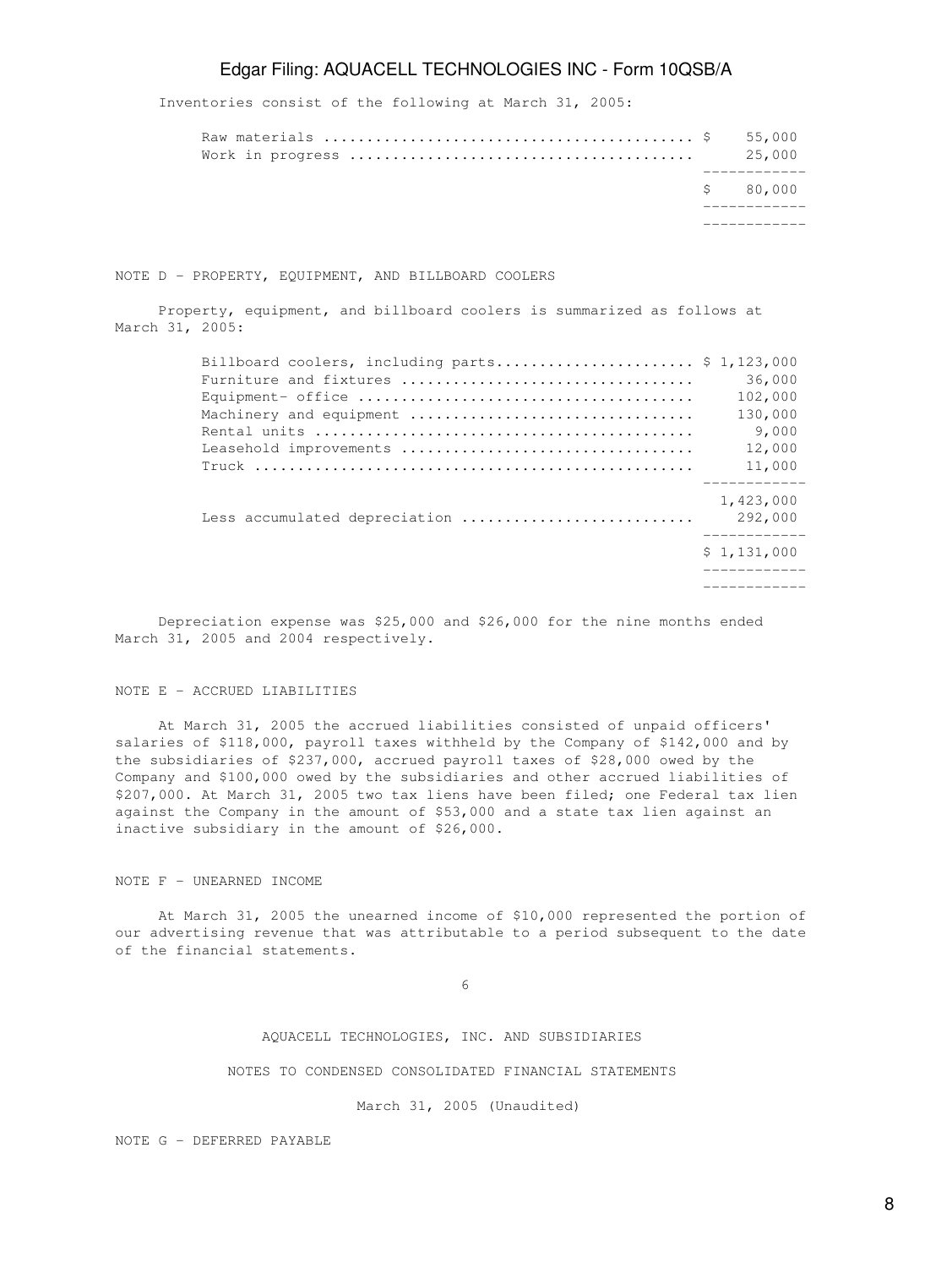Inventories consist of the following at March 31, 2005:

| | |
|---|---|
| Raw materials | $ 55,000 |
| Work in progress | 25,000 |
| | $ 80,000 |

NOTE D - PROPERTY, EQUIPMENT, AND BILLBOARD COOLERS

Property, equipment, and billboard coolers is summarized as follows at March 31, 2005:

| | |
|---|---|
| Billboard coolers, including parts | $ 1,123,000 |
| Furniture and fixtures | 36,000 |
| Equipment- office | 102,000 |
| Machinery and equipment | 130,000 |
| Rental units | 9,000 |
| Leasehold improvements | 12,000 |
| Truck | 11,000 |
| | 1,423,000 |
| Less accumulated depreciation | 292,000 |
| | $ 1,131,000 |

Depreciation expense was $25,000 and $26,000 for the nine months ended March 31, 2005 and 2004 respectively.

NOTE E - ACCRUED LIABILITIES

At March 31, 2005 the accrued liabilities consisted of unpaid officers' salaries of $118,000, payroll taxes withheld by the Company of $142,000 and by the subsidiaries of $237,000, accrued payroll taxes of $28,000 owed by the Company and $100,000 owed by the subsidiaries and other accrued liabilities of $207,000. At March 31, 2005 two tax liens have been filed; one Federal tax lien against the Company in the amount of $53,000 and a state tax lien against an inactive subsidiary in the amount of $26,000.

NOTE F - UNEARNED INCOME

At March 31, 2005 the unearned income of $10,000 represented the portion of our advertising revenue that was attributable to a period subsequent to the date of the financial statements.

AQUACELL TECHNOLOGIES, INC. AND SUBSIDIARIES

NOTES TO CONDENSED CONSOLIDATED FINANCIAL STATEMENTS

March 31, 2005 (Unaudited)

NOTE G - DEFERRED PAYABLE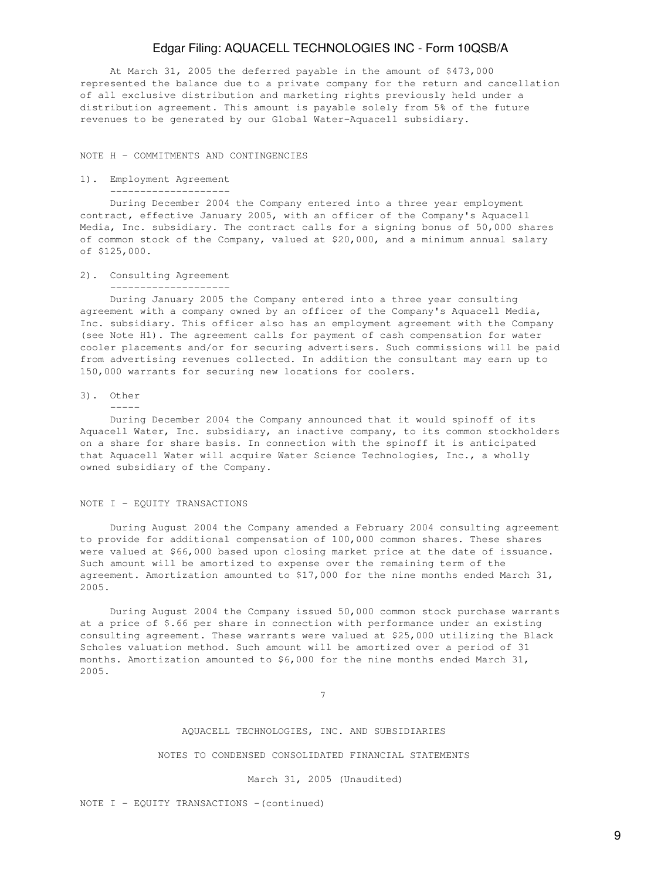At March 31, 2005 the deferred payable in the amount of $473,000 represented the balance due to a private company for the return and cancellation of all exclusive distribution and marketing rights previously held under a distribution agreement. This amount is payable solely from 5% of the future revenues to be generated by our Global Water-Aquacell subsidiary.

## NOTE H - COMMITMENTS AND CONTINGENCIES

### 1). Employment Agreement

During December 2004 the Company entered into a three year employment contract, effective January 2005, with an officer of the Company's Aquacell Media, Inc. subsidiary. The contract calls for a signing bonus of 50,000 shares of common stock of the Company, valued at $20,000, and a minimum annual salary of $125,000.

### 2). Consulting Agreement

During January 2005 the Company entered into a three year consulting agreement with a company owned by an officer of the Company's Aquacell Media, Inc. subsidiary. This officer also has an employment agreement with the Company (see Note H1). The agreement calls for payment of cash compensation for water cooler placements and/or for securing advertisers. Such commissions will be paid from advertising revenues collected. In addition the consultant may earn up to 150,000 warrants for securing new locations for coolers.

### 3). Other

During December 2004 the Company announced that it would spinoff of its Aquacell Water, Inc. subsidiary, an inactive company, to its common stockholders on a share for share basis. In connection with the spinoff it is anticipated that Aquacell Water will acquire Water Science Technologies, Inc., a wholly owned subsidiary of the Company.

## NOTE I - EQUITY TRANSACTIONS

During August 2004 the Company amended a February 2004 consulting agreement to provide for additional compensation of 100,000 common shares. These shares were valued at $66,000 based upon closing market price at the date of issuance. Such amount will be amortized to expense over the remaining term of the agreement. Amortization amounted to $17,000 for the nine months ended March 31, 2005.

During August 2004 the Company issued 50,000 common stock purchase warrants at a price of $.66 per share in connection with performance under an existing consulting agreement. These warrants were valued at $25,000 utilizing the Black Scholes valuation method. Such amount will be amortized over a period of 31 months. Amortization amounted to $6,000 for the nine months ended March 31, 2005.

AQUACELL TECHNOLOGIES, INC. AND SUBSIDIARIES

NOTES TO CONDENSED CONSOLIDATED FINANCIAL STATEMENTS

March 31, 2005 (Unaudited)

## NOTE I - EQUITY TRANSACTIONS -(continued)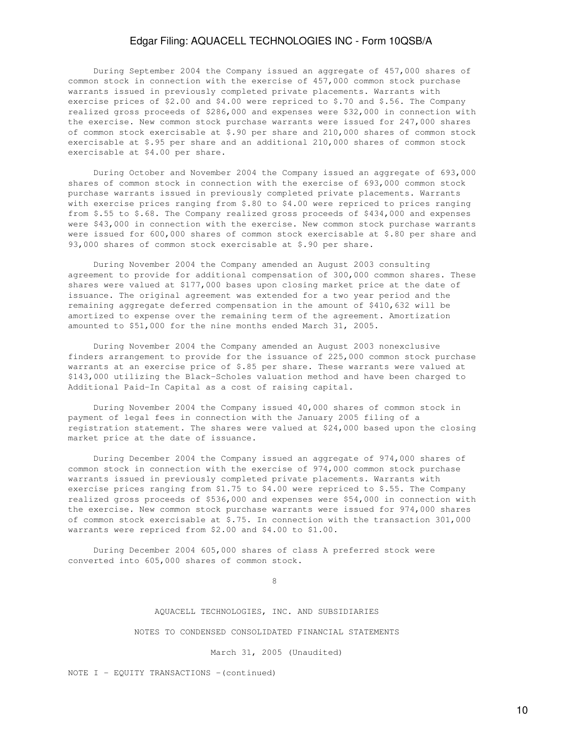During September 2004 the Company issued an aggregate of 457,000 shares of common stock in connection with the exercise of 457,000 common stock purchase warrants issued in previously completed private placements. Warrants with exercise prices of $2.00 and $4.00 were repriced to $.70 and $.56. The Company realized gross proceeds of $286,000 and expenses were $32,000 in connection with the exercise. New common stock purchase warrants were issued for 247,000 shares of common stock exercisable at $.90 per share and 210,000 shares of common stock exercisable at $.95 per share and an additional 210,000 shares of common stock exercisable at $4.00 per share.

During October and November 2004 the Company issued an aggregate of 693,000 shares of common stock in connection with the exercise of 693,000 common stock purchase warrants issued in previously completed private placements. Warrants with exercise prices ranging from $.80 to $4.00 were repriced to prices ranging from $.55 to $.68. The Company realized gross proceeds of $434,000 and expenses were $43,000 in connection with the exercise. New common stock purchase warrants were issued for 600,000 shares of common stock exercisable at $.80 per share and 93,000 shares of common stock exercisable at $.90 per share.

During November 2004 the Company amended an August 2003 consulting agreement to provide for additional compensation of 300,000 common shares. These shares were valued at $177,000 bases upon closing market price at the date of issuance. The original agreement was extended for a two year period and the remaining aggregate deferred compensation in the amount of $410,632 will be amortized to expense over the remaining term of the agreement. Amortization amounted to $51,000 for the nine months ended March 31, 2005.

During November 2004 the Company amended an August 2003 nonexclusive finders arrangement to provide for the issuance of 225,000 common stock purchase warrants at an exercise price of $.85 per share. These warrants were valued at $143,000 utilizing the Black-Scholes valuation method and have been charged to Additional Paid-In Capital as a cost of raising capital.

During November 2004 the Company issued 40,000 shares of common stock in payment of legal fees in connection with the January 2005 filing of a registration statement. The shares were valued at $24,000 based upon the closing market price at the date of issuance.

During December 2004 the Company issued an aggregate of 974,000 shares of common stock in connection with the exercise of 974,000 common stock purchase warrants issued in previously completed private placements. Warrants with exercise prices ranging from $1.75 to $4.00 were repriced to $.55. The Company realized gross proceeds of $536,000 and expenses were $54,000 in connection with the exercise. New common stock purchase warrants were issued for 974,000 shares of common stock exercisable at $.75. In connection with the transaction 301,000 warrants were repriced from $2.00 and $4.00 to $1.00.

During December 2004 605,000 shares of class A preferred stock were converted into 605,000 shares of common stock.

AQUACELL TECHNOLOGIES, INC. AND SUBSIDIARIES

NOTES TO CONDENSED CONSOLIDATED FINANCIAL STATEMENTS

March 31, 2005 (Unaudited)

NOTE I - EQUITY TRANSACTIONS -(continued)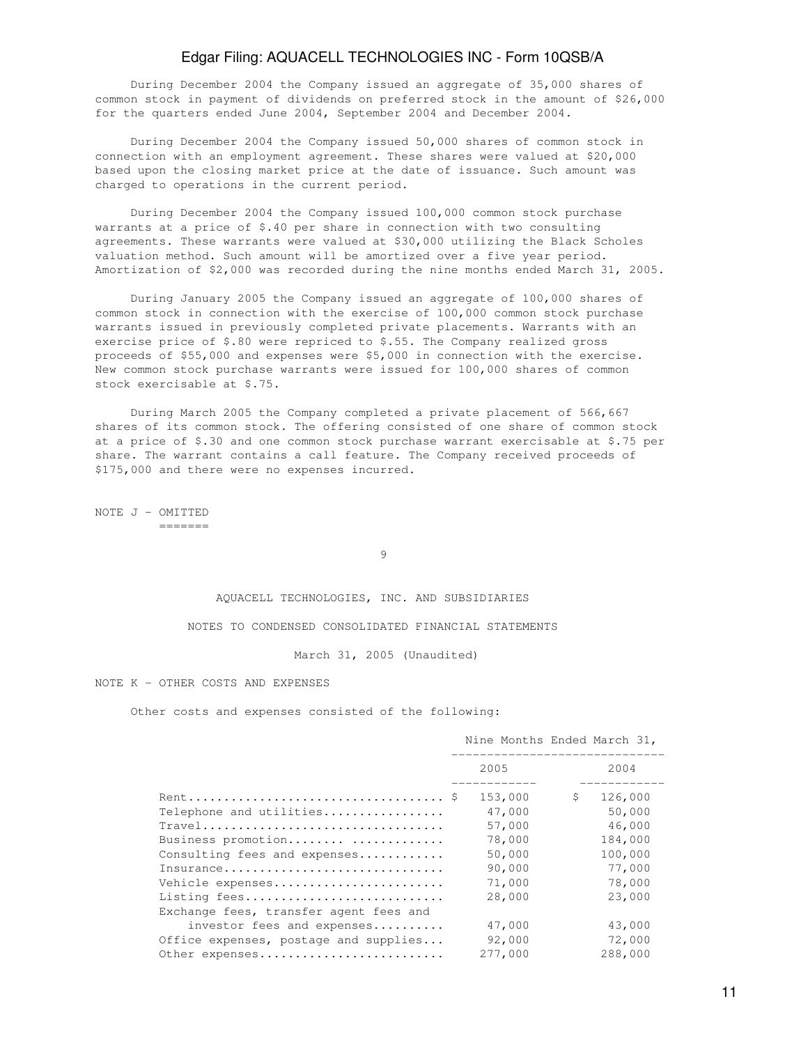During December 2004 the Company issued an aggregate of 35,000 shares of common stock in payment of dividends on preferred stock in the amount of $26,000 for the quarters ended June 2004, September 2004 and December 2004.

During December 2004 the Company issued 50,000 shares of common stock in connection with an employment agreement. These shares were valued at $20,000 based upon the closing market price at the date of issuance. Such amount was charged to operations in the current period.

During December 2004 the Company issued 100,000 common stock purchase warrants at a price of $.40 per share in connection with two consulting agreements. These warrants were valued at $30,000 utilizing the Black Scholes valuation method. Such amount will be amortized over a five year period. Amortization of $2,000 was recorded during the nine months ended March 31, 2005.

During January 2005 the Company issued an aggregate of 100,000 shares of common stock in connection with the exercise of 100,000 common stock purchase warrants issued in previously completed private placements. Warrants with an exercise price of $.80 were repriced to $.55. The Company realized gross proceeds of $55,000 and expenses were $5,000 in connection with the exercise. New common stock purchase warrants were issued for 100,000 shares of common stock exercisable at $.75.

During March 2005 the Company completed a private placement of 566,667 shares of its common stock. The offering consisted of one share of common stock at a price of $.30 and one common stock purchase warrant exercisable at $.75 per share. The warrant contains a call feature. The Company received proceeds of $175,000 and there were no expenses incurred.

NOTE J - OMITTED

AQUACELL TECHNOLOGIES, INC. AND SUBSIDIARIES

NOTES TO CONDENSED CONSOLIDATED FINANCIAL STATEMENTS

March 31, 2005 (Unaudited)

NOTE K - OTHER COSTS AND EXPENSES

Other costs and expenses consisted of the following:

| | Nine Months Ended March 31, | |
|---|---|---|
| | 2005 | 2004 |
| Rent | $ 153,000 | $ 126,000 |
| Telephone and utilities | 47,000 | 50,000 |
| Travel | 57,000 | 46,000 |
| Business promotion | 78,000 | 184,000 |
| Consulting fees and expenses | 50,000 | 100,000 |
| Insurance | 90,000 | 77,000 |
| Vehicle expenses | 71,000 | 78,000 |
| Listing fees | 28,000 | 23,000 |
| Exchange fees, transfer agent fees and investor fees and expenses | 47,000 | 43,000 |
| Office expenses, postage and supplies | 92,000 | 72,000 |
| Other expenses | 277,000 | 288,000 |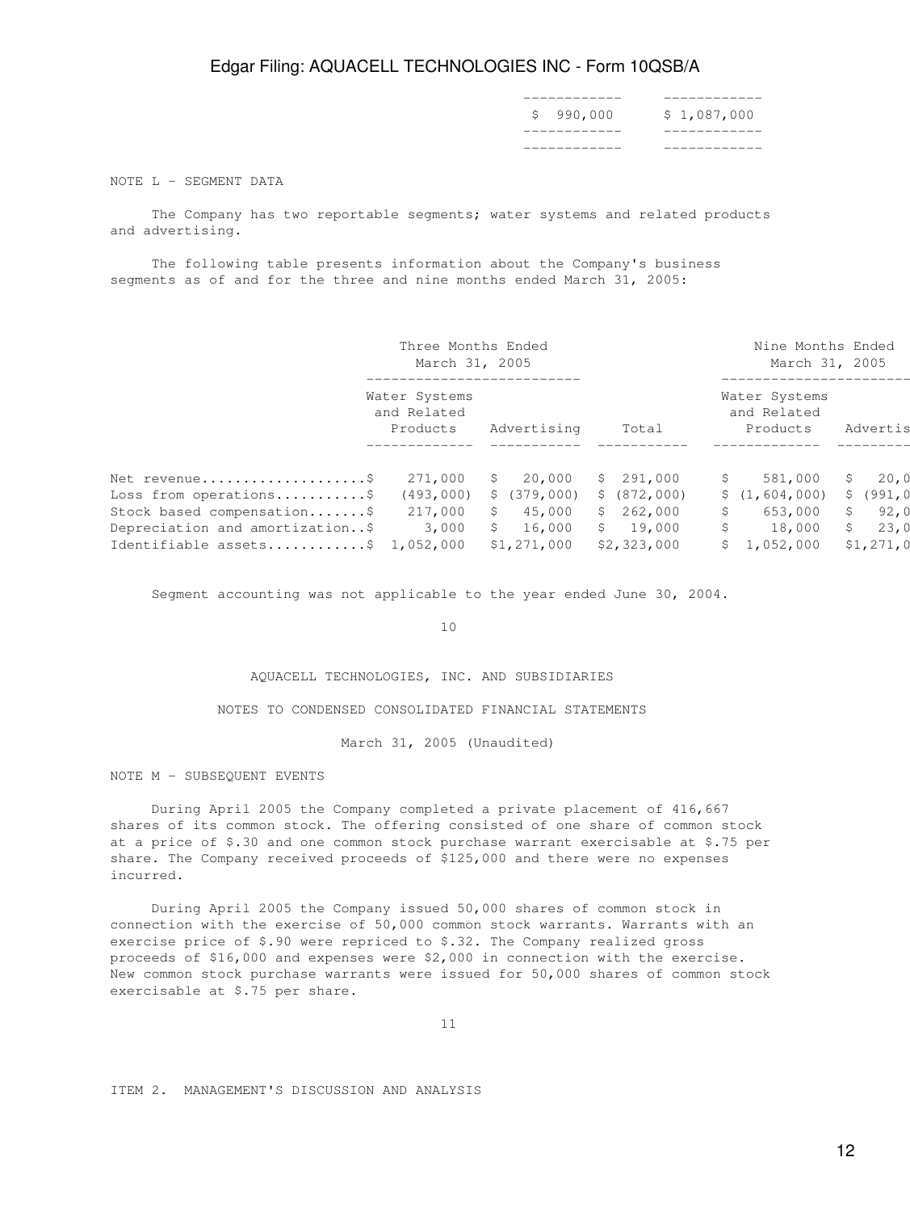| | | |
|---|---|---|
| | $ 990,000 | $ 1,087,000 |

NOTE L - SEGMENT DATA

The Company has two reportable segments; water systems and related products and advertising.

The following table presents information about the Company's business segments as of and for the three and nine months ended March 31, 2005:

| | Three Months Ended March 31, 2005 | | | Nine Months Ended March 31, 2005 | |
|---|---|---|---|---|---|
| | Water Systems and Related Products | Advertising | Total | Water Systems and Related Products | Advertis |
| Net revenue....................$ | 271,000 | $ 20,000 | $ 291,000 | $ 581,000 | $ 20,0 |
| Loss from operations...........$ | (493,000) | $ (379,000) | $ (872,000) | $ (1,604,000) | $ (991,0 |
| Stock based compensation.......$ | 217,000 | $ 45,000 | $ 262,000 | $ 653,000 | $ 92,0 |
| Depreciation and amortization..$ | 3,000 | $ 16,000 | $ 19,000 | $ 18,000 | $ 23,0 |
| Identifiable assets............$ | 1,052,000 | $1,271,000 | $2,323,000 | $ 1,052,000 | $1,271,0 |

Segment accounting was not applicable to the year ended June 30, 2004.

AQUACELL TECHNOLOGIES, INC. AND SUBSIDIARIES

NOTES TO CONDENSED CONSOLIDATED FINANCIAL STATEMENTS

March 31, 2005 (Unaudited)

NOTE M - SUBSEQUENT EVENTS

During April 2005 the Company completed a private placement of 416,667 shares of its common stock. The offering consisted of one share of common stock at a price of $.30 and one common stock purchase warrant exercisable at $.75 per share. The Company received proceeds of $125,000 and there were no expenses incurred.

During April 2005 the Company issued 50,000 shares of common stock in connection with the exercise of 50,000 common stock warrants. Warrants with an exercise price of $.90 were repriced to $.32. The Company realized gross proceeds of $16,000 and expenses were $2,000 in connection with the exercise. New common stock purchase warrants were issued for 50,000 shares of common stock exercisable at $.75 per share.

ITEM 2. MANAGEMENT'S DISCUSSION AND ANALYSIS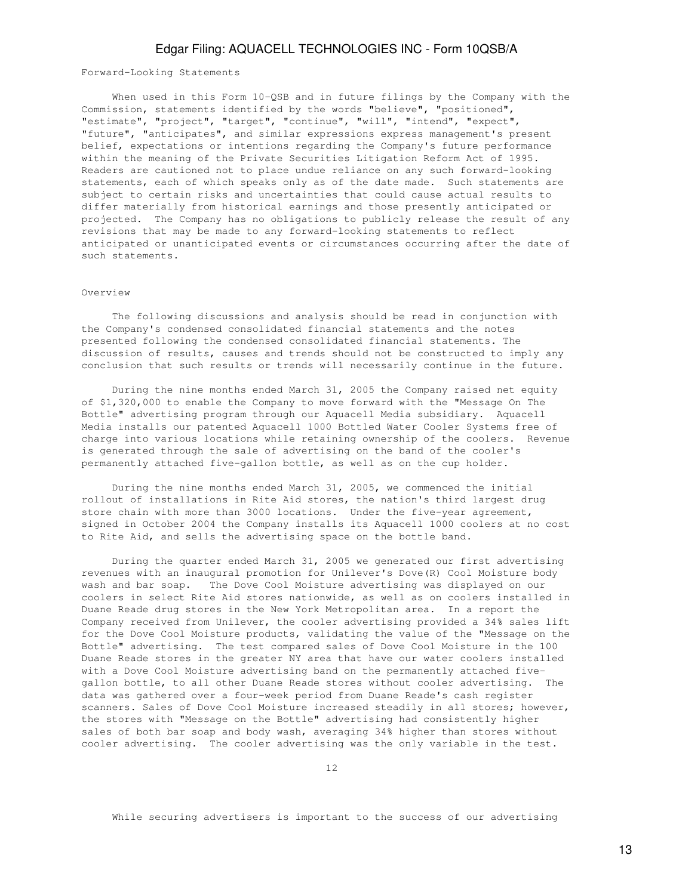Forward-Looking Statements

When used in this Form 10-QSB and in future filings by the Company with the Commission, statements identified by the words "believe", "positioned", "estimate", "project", "target", "continue", "will", "intend", "expect", "future", "anticipates", and similar expressions express management's present belief, expectations or intentions regarding the Company's future performance within the meaning of the Private Securities Litigation Reform Act of 1995. Readers are cautioned not to place undue reliance on any such forward-looking statements, each of which speaks only as of the date made. Such statements are subject to certain risks and uncertainties that could cause actual results to differ materially from historical earnings and those presently anticipated or projected. The Company has no obligations to publicly release the result of any revisions that may be made to any forward-looking statements to reflect anticipated or unanticipated events or circumstances occurring after the date of such statements.

Overview

The following discussions and analysis should be read in conjunction with the Company's condensed consolidated financial statements and the notes presented following the condensed consolidated financial statements. The discussion of results, causes and trends should not be constructed to imply any conclusion that such results or trends will necessarily continue in the future.

During the nine months ended March 31, 2005 the Company raised net equity of $1,320,000 to enable the Company to move forward with the "Message On The Bottle" advertising program through our Aquacell Media subsidiary. Aquacell Media installs our patented Aquacell 1000 Bottled Water Cooler Systems free of charge into various locations while retaining ownership of the coolers. Revenue is generated through the sale of advertising on the band of the cooler's permanently attached five-gallon bottle, as well as on the cup holder.

During the nine months ended March 31, 2005, we commenced the initial rollout of installations in Rite Aid stores, the nation's third largest drug store chain with more than 3000 locations. Under the five-year agreement, signed in October 2004 the Company installs its Aquacell 1000 coolers at no cost to Rite Aid, and sells the advertising space on the bottle band.

During the quarter ended March 31, 2005 we generated our first advertising revenues with an inaugural promotion for Unilever's Dove(R) Cool Moisture body wash and bar soap. The Dove Cool Moisture advertising was displayed on our coolers in select Rite Aid stores nationwide, as well as on coolers installed in Duane Reade drug stores in the New York Metropolitan area. In a report the Company received from Unilever, the cooler advertising provided a 34% sales lift for the Dove Cool Moisture products, validating the value of the "Message on the Bottle" advertising. The test compared sales of Dove Cool Moisture in the 100 Duane Reade stores in the greater NY area that have our water coolers installed with a Dove Cool Moisture advertising band on the permanently attached five-gallon bottle, to all other Duane Reade stores without cooler advertising. The data was gathered over a four-week period from Duane Reade's cash register scanners. Sales of Dove Cool Moisture increased steadily in all stores; however, the stores with "Message on the Bottle" advertising had consistently higher sales of both bar soap and body wash, averaging 34% higher than stores without cooler advertising. The cooler advertising was the only variable in the test.

While securing advertisers is important to the success of our advertising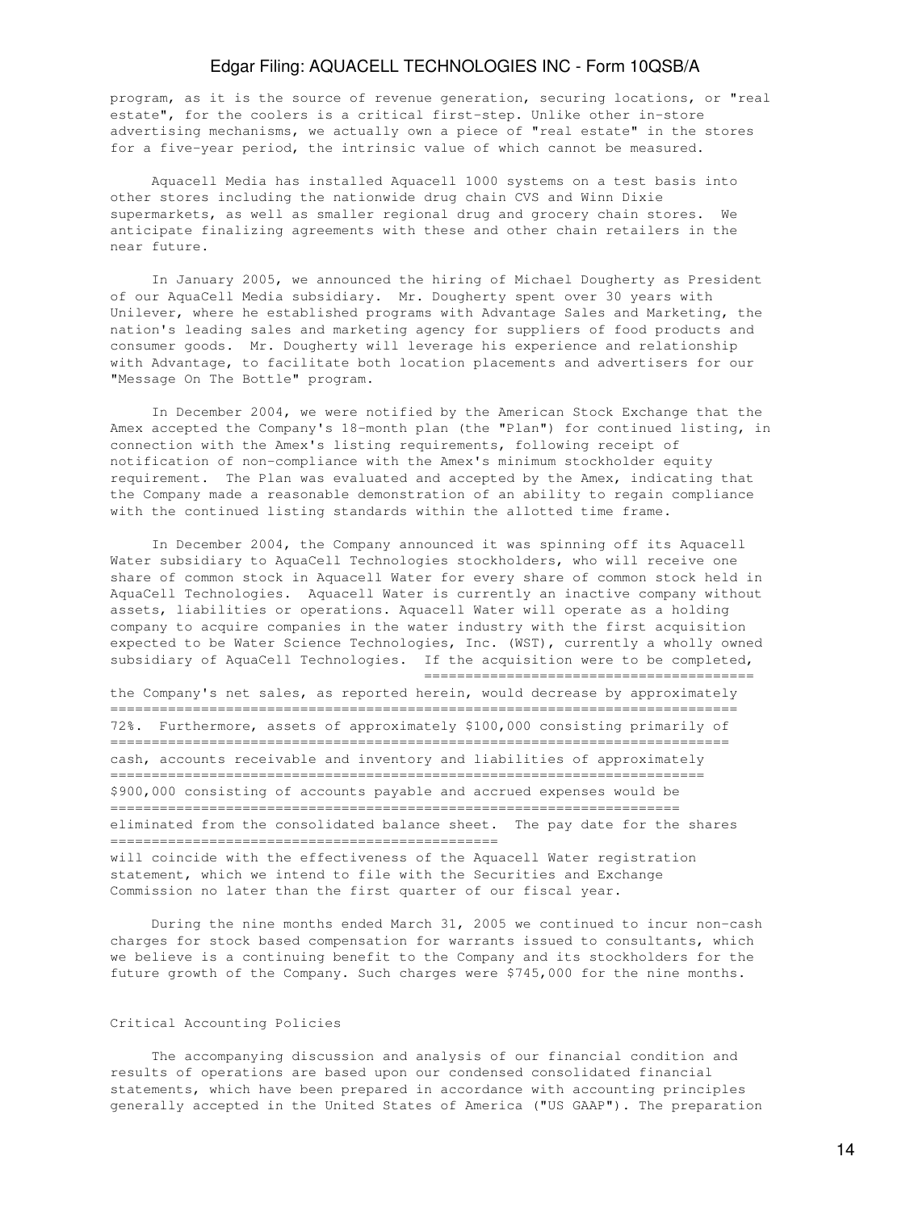program, as it is the source of revenue generation, securing locations, or "real estate", for the coolers is a critical first-step. Unlike other in-store advertising mechanisms, we actually own a piece of "real estate" in the stores for a five-year period, the intrinsic value of which cannot be measured.

Aquacell Media has installed Aquacell 1000 systems on a test basis into other stores including the nationwide drug chain CVS and Winn Dixie supermarkets, as well as smaller regional drug and grocery chain stores. We anticipate finalizing agreements with these and other chain retailers in the near future.

In January 2005, we announced the hiring of Michael Dougherty as President of our AquaCell Media subsidiary. Mr. Dougherty spent over 30 years with Unilever, where he established programs with Advantage Sales and Marketing, the nation's leading sales and marketing agency for suppliers of food products and consumer goods. Mr. Dougherty will leverage his experience and relationship with Advantage, to facilitate both location placements and advertisers for our "Message On The Bottle" program.

In December 2004, we were notified by the American Stock Exchange that the Amex accepted the Company's 18-month plan (the "Plan") for continued listing, in connection with the Amex's listing requirements, following receipt of notification of non-compliance with the Amex's minimum stockholder equity requirement. The Plan was evaluated and accepted by the Amex, indicating that the Company made a reasonable demonstration of an ability to regain compliance with the continued listing standards within the allotted time frame.

In December 2004, the Company announced it was spinning off its Aquacell Water subsidiary to AquaCell Technologies stockholders, who will receive one share of common stock in Aquacell Water for every share of common stock held in AquaCell Technologies. Aquacell Water is currently an inactive company without assets, liabilities or operations. Aquacell Water will operate as a holding company to acquire companies in the water industry with the first acquisition expected to be Water Science Technologies, Inc. (WST), currently a wholly owned subsidiary of AquaCell Technologies. If the acquisition were to be completed, the Company's net sales, as reported herein, would decrease by approximately 72%. Furthermore, assets of approximately $100,000 consisting primarily of cash, accounts receivable and inventory and liabilities of approximately $900,000 consisting of accounts payable and accrued expenses would be eliminated from the consolidated balance sheet. The pay date for the shares will coincide with the effectiveness of the Aquacell Water registration statement, which we intend to file with the Securities and Exchange Commission no later than the first quarter of our fiscal year.

During the nine months ended March 31, 2005 we continued to incur non-cash charges for stock based compensation for warrants issued to consultants, which we believe is a continuing benefit to the Company and its stockholders for the future growth of the Company. Such charges were $745,000 for the nine months.

## Critical Accounting Policies

The accompanying discussion and analysis of our financial condition and results of operations are based upon our condensed consolidated financial statements, which have been prepared in accordance with accounting principles generally accepted in the United States of America ("US GAAP"). The preparation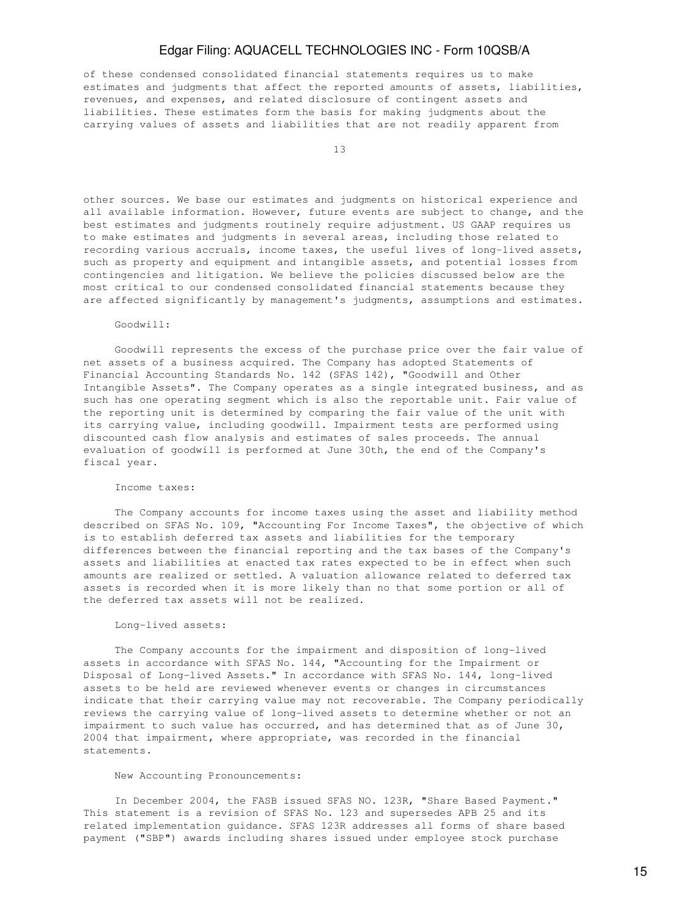of these condensed consolidated financial statements requires us to make estimates and judgments that affect the reported amounts of assets, liabilities, revenues, and expenses, and related disclosure of contingent assets and liabilities. These estimates form the basis for making judgments about the carrying values of assets and liabilities that are not readily apparent from

other sources. We base our estimates and judgments on historical experience and all available information. However, future events are subject to change, and the best estimates and judgments routinely require adjustment. US GAAP requires us to make estimates and judgments in several areas, including those related to recording various accruals, income taxes, the useful lives of long-lived assets, such as property and equipment and intangible assets, and potential losses from contingencies and litigation. We believe the policies discussed below are the most critical to our condensed consolidated financial statements because they are affected significantly by management's judgments, assumptions and estimates.

Goodwill:

Goodwill represents the excess of the purchase price over the fair value of net assets of a business acquired. The Company has adopted Statements of Financial Accounting Standards No. 142 (SFAS 142), "Goodwill and Other Intangible Assets". The Company operates as a single integrated business, and as such has one operating segment which is also the reportable unit. Fair value of the reporting unit is determined by comparing the fair value of the unit with its carrying value, including goodwill. Impairment tests are performed using discounted cash flow analysis and estimates of sales proceeds. The annual evaluation of goodwill is performed at June 30th, the end of the Company's fiscal year.

Income taxes:

The Company accounts for income taxes using the asset and liability method described on SFAS No. 109, "Accounting For Income Taxes", the objective of which is to establish deferred tax assets and liabilities for the temporary differences between the financial reporting and the tax bases of the Company's assets and liabilities at enacted tax rates expected to be in effect when such amounts are realized or settled. A valuation allowance related to deferred tax assets is recorded when it is more likely than no that some portion or all of the deferred tax assets will not be realized.

Long-lived assets:

The Company accounts for the impairment and disposition of long-lived assets in accordance with SFAS No. 144, "Accounting for the Impairment or Disposal of Long-lived Assets." In accordance with SFAS No. 144, long-lived assets to be held are reviewed whenever events or changes in circumstances indicate that their carrying value may not recoverable. The Company periodically reviews the carrying value of long-lived assets to determine whether or not an impairment to such value has occurred, and has determined that as of June 30, 2004 that impairment, where appropriate, was recorded in the financial statements.

New Accounting Pronouncements:

In December 2004, the FASB issued SFAS NO. 123R, "Share Based Payment." This statement is a revision of SFAS No. 123 and supersedes APB 25 and its related implementation guidance. SFAS 123R addresses all forms of share based payment ("SBP") awards including shares issued under employee stock purchase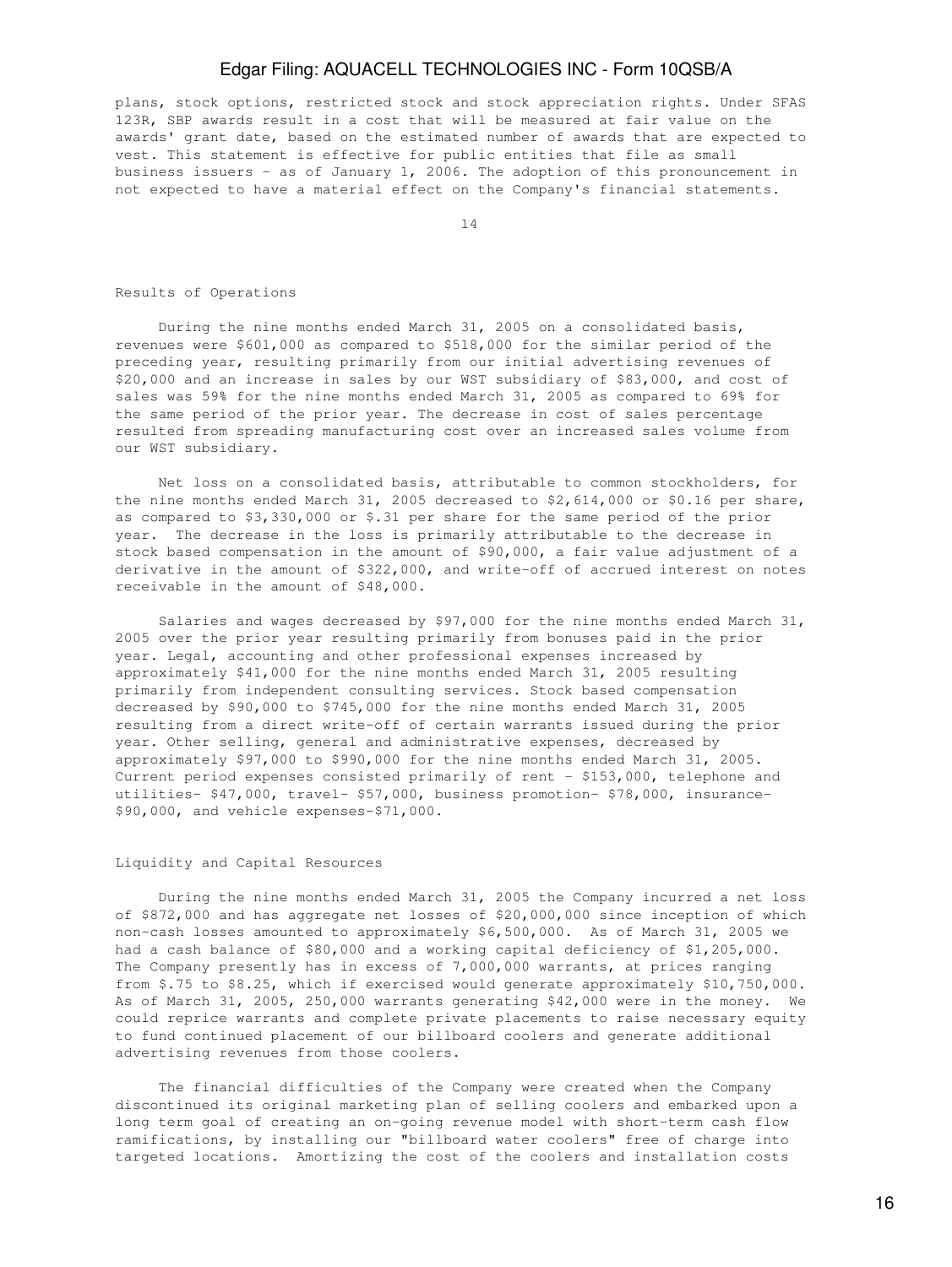plans, stock options, restricted stock and stock appreciation rights. Under SFAS 123R, SBP awards result in a cost that will be measured at fair value on the awards' grant date, based on the estimated number of awards that are expected to vest. This statement is effective for public entities that file as small business issuers - as of January 1, 2006. The adoption of this pronouncement in not expected to have a material effect on the Company's financial statements.

## Results of Operations

During the nine months ended March 31, 2005 on a consolidated basis, revenues were $601,000 as compared to $518,000 for the similar period of the preceding year, resulting primarily from our initial advertising revenues of $20,000 and an increase in sales by our WST subsidiary of $83,000, and cost of sales was 59% for the nine months ended March 31, 2005 as compared to 69% for the same period of the prior year. The decrease in cost of sales percentage resulted from spreading manufacturing cost over an increased sales volume from our WST subsidiary.

Net loss on a consolidated basis, attributable to common stockholders, for the nine months ended March 31, 2005 decreased to $2,614,000 or $0.16 per share, as compared to $3,330,000 or $.31 per share for the same period of the prior year. The decrease in the loss is primarily attributable to the decrease in stock based compensation in the amount of $90,000, a fair value adjustment of a derivative in the amount of $322,000, and write-off of accrued interest on notes receivable in the amount of $48,000.

Salaries and wages decreased by $97,000 for the nine months ended March 31, 2005 over the prior year resulting primarily from bonuses paid in the prior year. Legal, accounting and other professional expenses increased by approximately $41,000 for the nine months ended March 31, 2005 resulting primarily from independent consulting services. Stock based compensation decreased by $90,000 to $745,000 for the nine months ended March 31, 2005 resulting from a direct write-off of certain warrants issued during the prior year. Other selling, general and administrative expenses, decreased by approximately $97,000 to $990,000 for the nine months ended March 31, 2005. Current period expenses consisted primarily of rent - $153,000, telephone and utilities- $47,000, travel- $57,000, business promotion- $78,000, insurance- $90,000, and vehicle expenses-$71,000.

## Liquidity and Capital Resources

During the nine months ended March 31, 2005 the Company incurred a net loss of $872,000 and has aggregate net losses of $20,000,000 since inception of which non-cash losses amounted to approximately $6,500,000. As of March 31, 2005 we had a cash balance of $80,000 and a working capital deficiency of $1,205,000. The Company presently has in excess of 7,000,000 warrants, at prices ranging from $.75 to $8.25, which if exercised would generate approximately $10,750,000. As of March 31, 2005, 250,000 warrants generating $42,000 were in the money. We could reprice warrants and complete private placements to raise necessary equity to fund continued placement of our billboard coolers and generate additional advertising revenues from those coolers.

The financial difficulties of the Company were created when the Company discontinued its original marketing plan of selling coolers and embarked upon a long term goal of creating an on-going revenue model with short-term cash flow ramifications, by installing our "billboard water coolers" free of charge into targeted locations. Amortizing the cost of the coolers and installation costs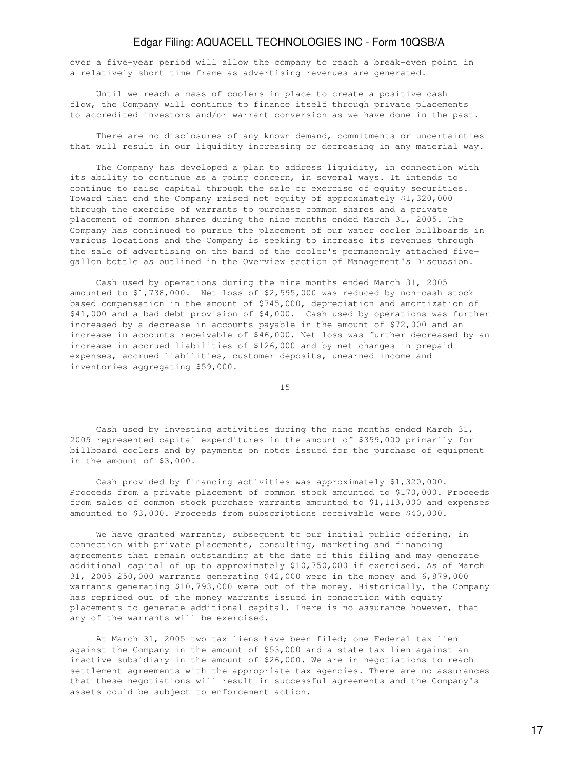over a five-year period will allow the company to reach a break-even point in a relatively short time frame as advertising revenues are generated.

Until we reach a mass of coolers in place to create a positive cash flow, the Company will continue to finance itself through private placements to accredited investors and/or warrant conversion as we have done in the past.

There are no disclosures of any known demand, commitments or uncertainties that will result in our liquidity increasing or decreasing in any material way.

The Company has developed a plan to address liquidity, in connection with its ability to continue as a going concern, in several ways. It intends to continue to raise capital through the sale or exercise of equity securities. Toward that end the Company raised net equity of approximately $1,320,000 through the exercise of warrants to purchase common shares and a private placement of common shares during the nine months ended March 31, 2005. The Company has continued to pursue the placement of our water cooler billboards in various locations and the Company is seeking to increase its revenues through the sale of advertising on the band of the cooler's permanently attached five-gallon bottle as outlined in the Overview section of Management's Discussion.

Cash used by operations during the nine months ended March 31, 2005 amounted to $1,738,000. Net loss of $2,595,000 was reduced by non-cash stock based compensation in the amount of $745,000, depreciation and amortization of $41,000 and a bad debt provision of $4,000. Cash used by operations was further increased by a decrease in accounts payable in the amount of $72,000 and an increase in accounts receivable of $46,000. Net loss was further decreased by an increase in accrued liabilities of $126,000 and by net changes in prepaid expenses, accrued liabilities, customer deposits, unearned income and inventories aggregating $59,000.

Cash used by investing activities during the nine months ended March 31, 2005 represented capital expenditures in the amount of $359,000 primarily for billboard coolers and by payments on notes issued for the purchase of equipment in the amount of $3,000.

Cash provided by financing activities was approximately $1,320,000. Proceeds from a private placement of common stock amounted to $170,000. Proceeds from sales of common stock purchase warrants amounted to $1,113,000 and expenses amounted to $3,000. Proceeds from subscriptions receivable were $40,000.

We have granted warrants, subsequent to our initial public offering, in connection with private placements, consulting, marketing and financing agreements that remain outstanding at the date of this filing and may generate additional capital of up to approximately $10,750,000 if exercised. As of March 31, 2005 250,000 warrants generating $42,000 were in the money and 6,879,000 warrants generating $10,793,000 were out of the money. Historically, the Company has repriced out of the money warrants issued in connection with equity placements to generate additional capital. There is no assurance however, that any of the warrants will be exercised.

At March 31, 2005 two tax liens have been filed; one Federal tax lien against the Company in the amount of $53,000 and a state tax lien against an inactive subsidiary in the amount of $26,000. We are in negotiations to reach settlement agreements with the appropriate tax agencies. There are no assurances that these negotiations will result in successful agreements and the Company's assets could be subject to enforcement action.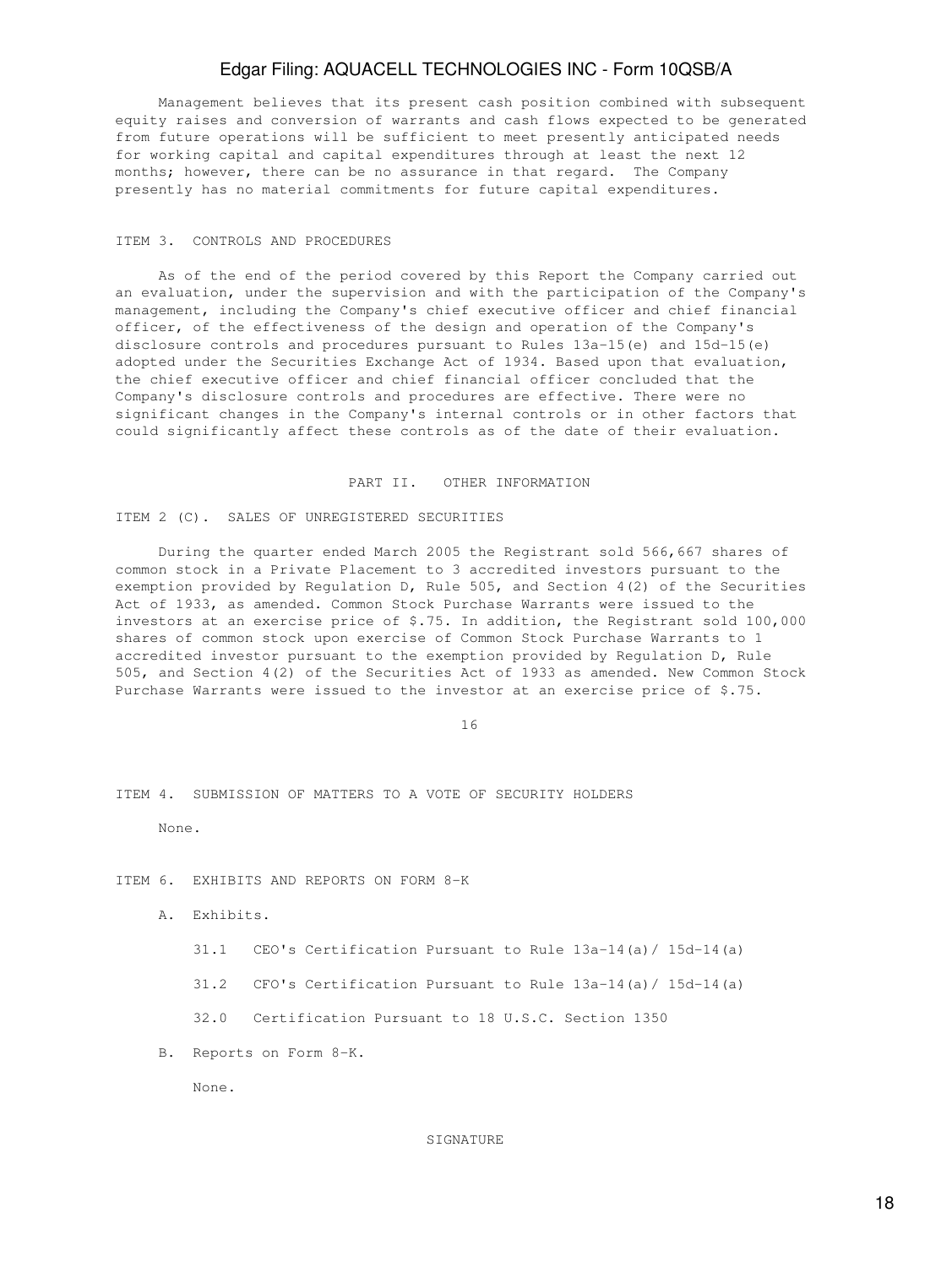Management believes that its present cash position combined with subsequent equity raises and conversion of warrants and cash flows expected to be generated from future operations will be sufficient to meet presently anticipated needs for working capital and capital expenditures through at least the next 12 months; however, there can be no assurance in that regard. The Company presently has no material commitments for future capital expenditures.

## ITEM 3. CONTROLS AND PROCEDURES

As of the end of the period covered by this Report the Company carried out an evaluation, under the supervision and with the participation of the Company's management, including the Company's chief executive officer and chief financial officer, of the effectiveness of the design and operation of the Company's disclosure controls and procedures pursuant to Rules 13a-15(e) and 15d-15(e) adopted under the Securities Exchange Act of 1934. Based upon that evaluation, the chief executive officer and chief financial officer concluded that the Company's disclosure controls and procedures are effective. There were no significant changes in the Company's internal controls or in other factors that could significantly affect these controls as of the date of their evaluation.

# PART II. OTHER INFORMATION

## ITEM 2 (C). SALES OF UNREGISTERED SECURITIES

During the quarter ended March 2005 the Registrant sold 566,667 shares of common stock in a Private Placement to 3 accredited investors pursuant to the exemption provided by Regulation D, Rule 505, and Section 4(2) of the Securities Act of 1933, as amended. Common Stock Purchase Warrants were issued to the investors at an exercise price of $.75. In addition, the Registrant sold 100,000 shares of common stock upon exercise of Common Stock Purchase Warrants to 1 accredited investor pursuant to the exemption provided by Regulation D, Rule 505, and Section 4(2) of the Securities Act of 1933 as amended. New Common Stock Purchase Warrants were issued to the investor at an exercise price of $.75.

## ITEM 4. SUBMISSION OF MATTERS TO A VOTE OF SECURITY HOLDERS

None.

## ITEM 6. EXHIBITS AND REPORTS ON FORM 8-K

A. Exhibits.

- 31.1 CEO's Certification Pursuant to Rule 13a-14(a)/ 15d-14(a)
- 31.2 CFO's Certification Pursuant to Rule 13a-14(a)/ 15d-14(a)
- 32.0 Certification Pursuant to 18 U.S.C. Section 1350

B. Reports on Form 8-K.

None.

SIGNATURE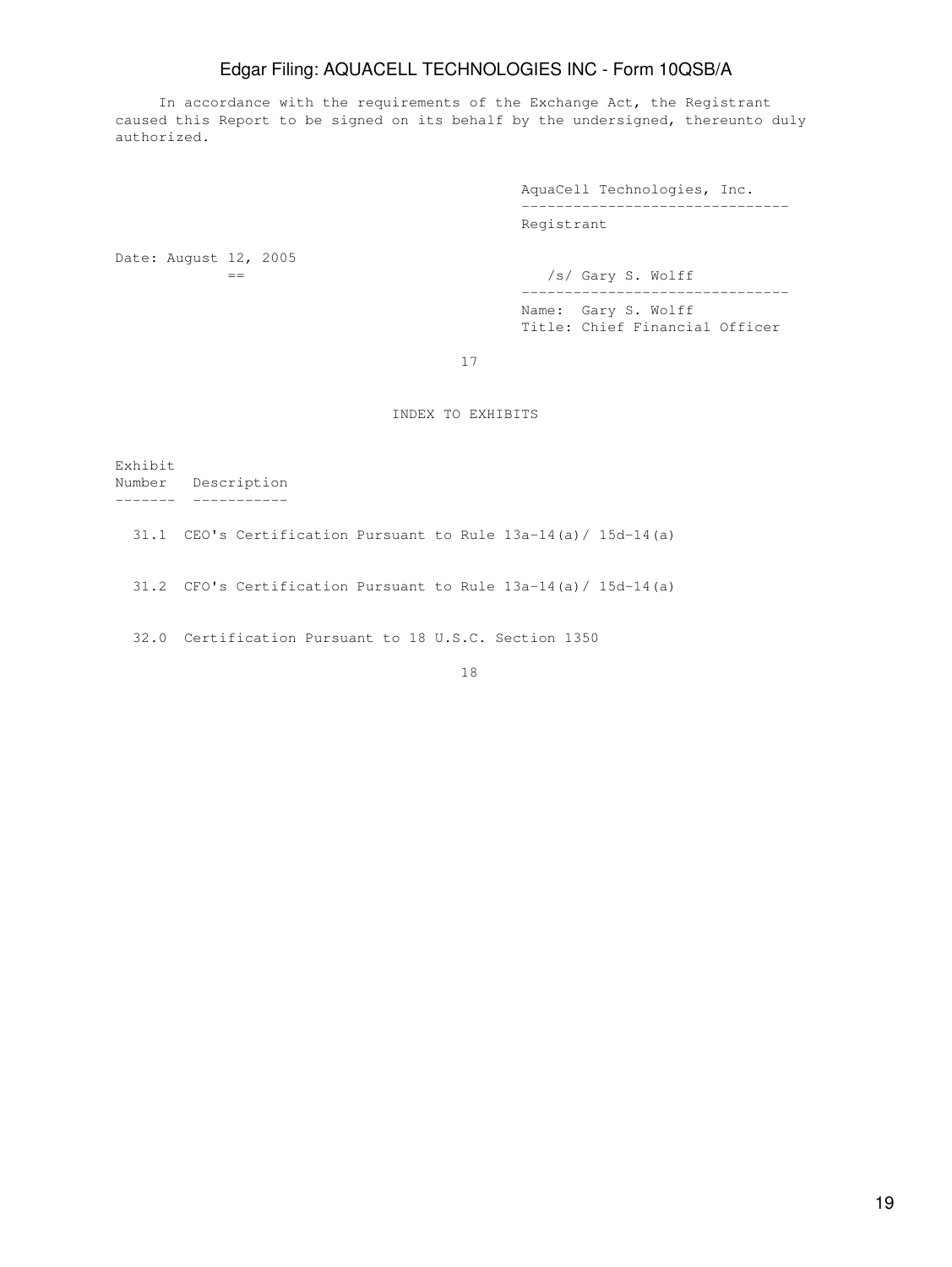In accordance with the requirements of the Exchange Act, the Registrant caused this Report to be signed on its behalf by the undersigned, thereunto duly authorized.

AquaCell Technologies, Inc.
-------------------------------
Registrant

Date: August 12, 2005

/s/ Gary S. Wolff
-------------------------------
Name: Gary S. Wolff
Title: Chief Financial Officer

INDEX TO EXHIBITS

| Exhibit Number | Description |
|---|---|
| 31.1 | CEO's Certification Pursuant to Rule 13a-14(a)/ 15d-14(a) |
| 31.2 | CFO's Certification Pursuant to Rule 13a-14(a)/ 15d-14(a) |
| 32.0 | Certification Pursuant to 18 U.S.C. Section 1350 |